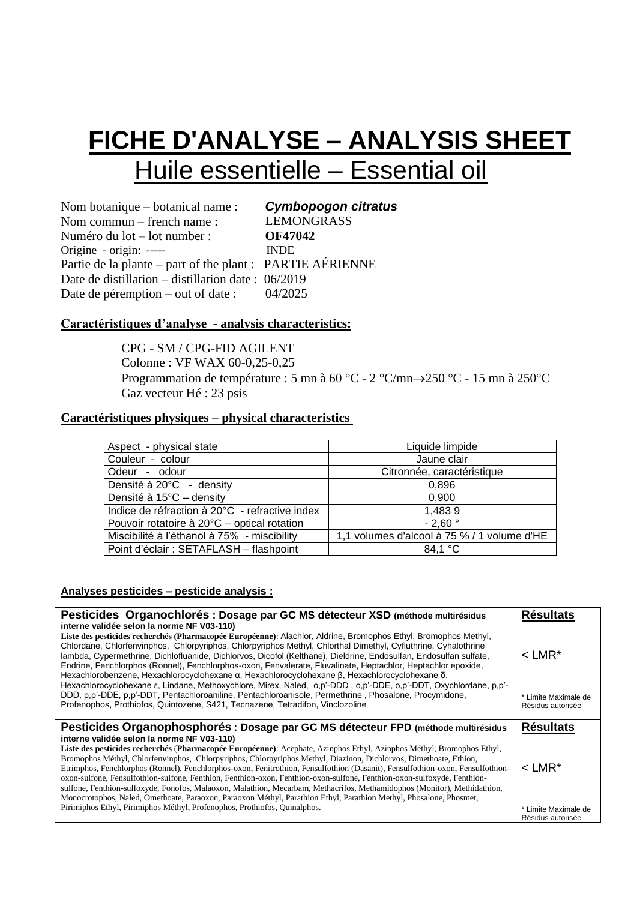# FICHE D'ANALYSE – ANALYSIS SHEET

## Huile essentielle – Essential oil

Nom botanique – botanical name : ***Cymbopogon citratus***
Nom commun – french name : LEMONGRASS
Numéro du lot – lot number : **OF47042**
Origine - origin: ----- INDE
Partie de la plante – part of the plant : PARTIE AÉRIENNE
Date de distillation – distillation date : 06/2019
Date de péremption – out of date : 04/2025

**Caractéristiques d'analyse - analysis characteristics:**

CPG - SM / CPG-FID AGILENT
Colonne : VF WAX 60-0,25-0,25
Programmation de température : 5 mn à 60 °C - 2 °C/mn→250 °C - 15 mn à 250°C
Gaz vecteur Hé : 23 psis

**Caractéristiques physiques – physical characteristics**

| | |
|---|---|
| Aspect - physical state | Liquide limpide |
| Couleur - colour | Jaune clair |
| Odeur - odour | Citronnée, caractéristique |
| Densité à 20°C - density | 0,896 |
| Densité à 15°C – density | 0,900 |
| Indice de réfraction à 20°C - refractive index | 1,483 9 |
| Pouvoir rotatoire à 20°C – optical rotation | - 2,60 ° |
| Miscibilité à l'éthanol à 75% - miscibility | 1,1 volumes d'alcool à 75 % / 1 volume d'HE |
| Point d'éclair : SETAFLASH – flashpoint | 84,1 °C |

**Analyses pesticides – pesticide analysis :**

| | Résultats |
|---|---|
| **Pesticides Organochlorés : Dosage par GC MS détecteur XSD (méthode multirésidus interne validée selon la norme NF V03-110)** **Liste des pesticides recherchés (Pharmacopée Européenne)**: Alachlor, Aldrine, Bromophos Ethyl, Bromophos Methyl, Chlordane, Chlorfenvinphos, Chlorpyriphos, Chlorpyriphos Methyl, Chlorthal Dimethyl, Cyfluthrine, Cyhalothrine lambda, Cypermethrine, Dichlofluanide, Dichlorvos, Dicofol (Kelthane), Dieldrine, Endosulfan, Endosulfan sulfate, Endrine, Fenchlorphos (Ronnel), Fenchlorphos-oxon, Fenvalerate, Fluvalinate, Heptachlor, Heptachlor epoxide, Hexachlorobenzene, Hexachlorocyclohexane α, Hexachlorocyclohexane β, Hexachlorocyclohexane δ, Hexachlorocyclohexane ε, Lindane, Methoxychlore, Mirex, Naled, o,p'-DDD , o,p'-DDE, o,p'-DDT, Oxychlordane, p,p'-DDD, p,p'-DDE, p,p'-DDT, Pentachloroaniline, Pentachloroanisole, Permethrine , Phosalone, Procymidone, Profenophos, Prothiofos, Quintozene, S421, Tecnazene, Tetradifon, Vinclozoline | < LMR* <br> * Limite Maximale de Résidus autorisée |
| **Pesticides Organophosphorés : Dosage par GC MS détecteur FPD (méthode multirésidus interne validée selon la norme NF V03-110)** **Liste des pesticides recherchés (Pharmacopée Européenne)**: Acephate, Azinphos Ethyl, Azinphos Méthyl, Bromophos Ethyl, Bromophos Méthyl, Chlorfenvinphos, Chlorpyriphos, Chlorpyriphos Methyl, Diazinon, Dichlorvos, Dimethoate, Ethion, Etrimphos, Fenchlorphos (Ronnel), Fenchlorphos-oxon, Fenitrothion, Fensulfothion (Dasanit), Fensulfothion-oxon, Fensulfothion-oxon-sulfone, Fensulfothion-sulfone, Fenthion, Fenthion-oxon, Fenthion-oxon-sulfone, Fenthion-oxon-sulfoxyde, Fenthion-sulfone, Fenthion-sulfoxyde, Fonofos, Malaoxon, Malathion, Mecarbam, Methacrifos, Methamidophos (Monitor), Methidathion, Monocrotophos, Naled, Omethoate, Paraoxon, Paraoxon Méthyl, Parathion Ethyl, Parathion Methyl, Phosalone, Phosmet, Pirimiphos Ethyl, Pirimiphos Méthyl, Profenophos, Prothiofos, Quinalphos. | < LMR* <br> * Limite Maximale de Résidus autorisée |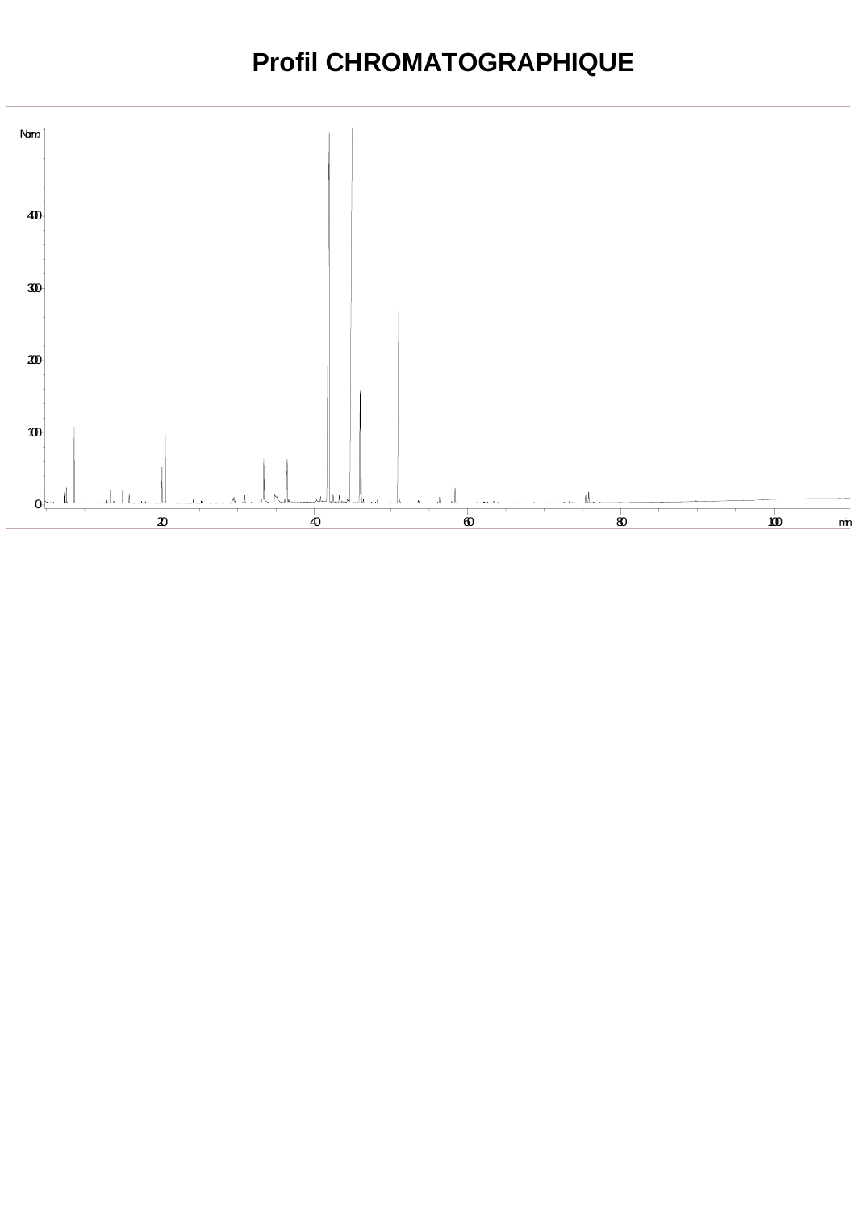# Profil CHROMATOGRAPHIQUE

Norm

400

300

200

100

0

20 40 60 80 100 min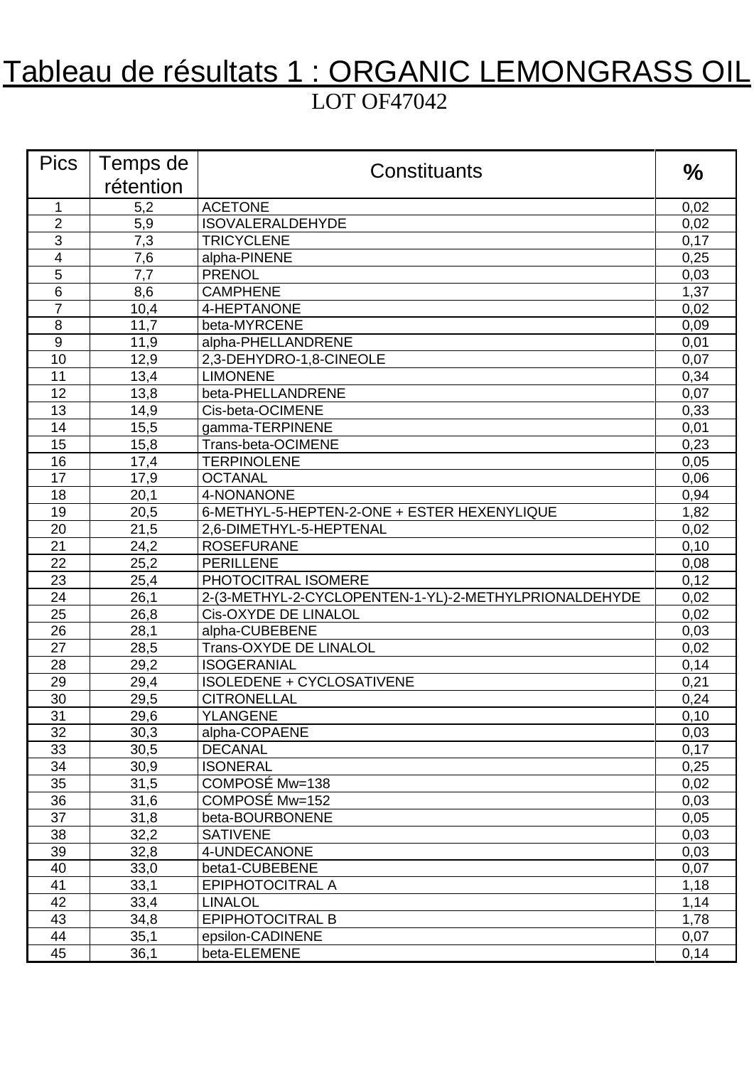# Tableau de résultats 1 : ORGANIC LEMONGRASS OIL

LOT OF47042

| Pics | Temps de rétention | Constituants | % |
|---|---|---|---|
| 1 | 5,2 | ACETONE | 0,02 |
| 2 | 5,9 | ISOVALERALDEHYDE | 0,02 |
| 3 | 7,3 | TRICYCLENE | 0,17 |
| 4 | 7,6 | alpha-PINENE | 0,25 |
| 5 | 7,7 | PRENOL | 0,03 |
| 6 | 8,6 | CAMPHENE | 1,37 |
| 7 | 10,4 | 4-HEPTANONE | 0,02 |
| 8 | 11,7 | beta-MYRCENE | 0,09 |
| 9 | 11,9 | alpha-PHELLANDRENE | 0,01 |
| 10 | 12,9 | 2,3-DEHYDRO-1,8-CINEOLE | 0,07 |
| 11 | 13,4 | LIMONENE | 0,34 |
| 12 | 13,8 | beta-PHELLANDRENE | 0,07 |
| 13 | 14,9 | Cis-beta-OCIMENE | 0,33 |
| 14 | 15,5 | gamma-TERPINENE | 0,01 |
| 15 | 15,8 | Trans-beta-OCIMENE | 0,23 |
| 16 | 17,4 | TERPINOLENE | 0,05 |
| 17 | 17,9 | OCTANAL | 0,06 |
| 18 | 20,1 | 4-NONANONE | 0,94 |
| 19 | 20,5 | 6-METHYL-5-HEPTEN-2-ONE + ESTER HEXENYLIQUE | 1,82 |
| 20 | 21,5 | 2,6-DIMETHYL-5-HEPTENAL | 0,02 |
| 21 | 24,2 | ROSEFURANE | 0,10 |
| 22 | 25,2 | PERILLENE | 0,08 |
| 23 | 25,4 | PHOTOCITRAL ISOMERE | 0,12 |
| 24 | 26,1 | 2-(3-METHYL-2-CYCLOPENTEN-1-YL)-2-METHYLPRIONALDEHYDE | 0,02 |
| 25 | 26,8 | Cis-OXYDE DE LINALOL | 0,02 |
| 26 | 28,1 | alpha-CUBEBENE | 0,03 |
| 27 | 28,5 | Trans-OXYDE DE LINALOL | 0,02 |
| 28 | 29,2 | ISOGERANIAL | 0,14 |
| 29 | 29,4 | ISOLEDENE + CYCLOSATIVENE | 0,21 |
| 30 | 29,5 | CITRONELLAL | 0,24 |
| 31 | 29,6 | YLANGENE | 0,10 |
| 32 | 30,3 | alpha-COPAENE | 0,03 |
| 33 | 30,5 | DECANAL | 0,17 |
| 34 | 30,9 | ISONERAL | 0,25 |
| 35 | 31,5 | COMPOSÉ Mw=138 | 0,02 |
| 36 | 31,6 | COMPOSÉ Mw=152 | 0,03 |
| 37 | 31,8 | beta-BOURBONENE | 0,05 |
| 38 | 32,2 | SATIVENE | 0,03 |
| 39 | 32,8 | 4-UNDECANONE | 0,03 |
| 40 | 33,0 | beta1-CUBEBENE | 0,07 |
| 41 | 33,1 | EPIPHOTOCITRAL A | 1,18 |
| 42 | 33,4 | LINALOL | 1,14 |
| 43 | 34,8 | EPIPHOTOCITRAL B | 1,78 |
| 44 | 35,1 | epsilon-CADINENE | 0,07 |
| 45 | 36,1 | beta-ELEMENE | 0,14 |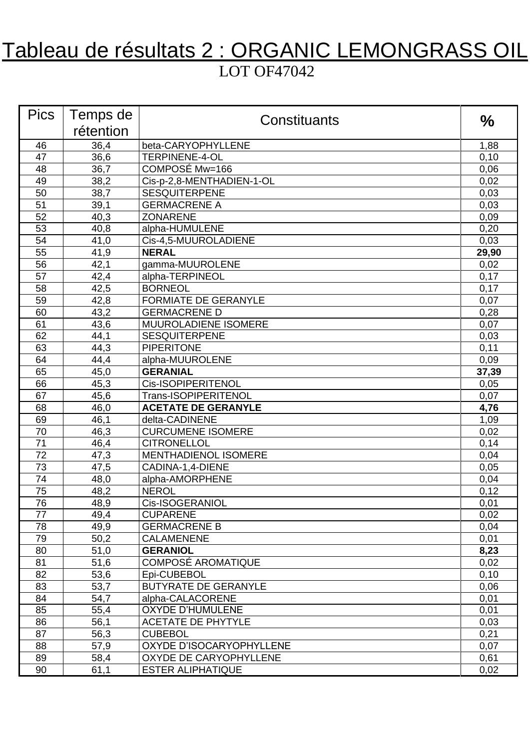# Tableau de résultats 2 : ORGANIC LEMONGRASS OIL

LOT OF47042

| Pics | Temps de rétention | Constituants | % |
|---|---|---|---|
| 46 | 36,4 | beta-CARYOPHYLLENE | 1,88 |
| 47 | 36,6 | TERPINENE-4-OL | 0,10 |
| 48 | 36,7 | COMPOSÉ Mw=166 | 0,06 |
| 49 | 38,2 | Cis-p-2,8-MENTHADIEN-1-OL | 0,02 |
| 50 | 38,7 | SESQUITERPENE | 0,03 |
| 51 | 39,1 | GERMACRENE A | 0,03 |
| 52 | 40,3 | ZONARENE | 0,09 |
| 53 | 40,8 | alpha-HUMULENE | 0,20 |
| 54 | 41,0 | Cis-4,5-MUUROLADIENE | 0,03 |
| 55 | 41,9 | **NERAL** | **29,90** |
| 56 | 42,1 | gamma-MUUROLENE | 0,02 |
| 57 | 42,4 | alpha-TERPINEOL | 0,17 |
| 58 | 42,5 | BORNEOL | 0,17 |
| 59 | 42,8 | FORMIATE DE GERANYLE | 0,07 |
| 60 | 43,2 | GERMACRENE D | 0,28 |
| 61 | 43,6 | MUUROLADIENE ISOMERE | 0,07 |
| 62 | 44,1 | SESQUITERPENE | 0,03 |
| 63 | 44,3 | PIPERITONE | 0,11 |
| 64 | 44,4 | alpha-MUUROLENE | 0,09 |
| 65 | 45,0 | **GERANIAL** | **37,39** |
| 66 | 45,3 | Cis-ISOPIPERITENOL | 0,05 |
| 67 | 45,6 | Trans-ISOPIPERITENOL | 0,07 |
| 68 | 46,0 | **ACETATE DE GERANYLE** | **4,76** |
| 69 | 46,1 | delta-CADINENE | 1,09 |
| 70 | 46,3 | CURCUMENE ISOMERE | 0,02 |
| 71 | 46,4 | CITRONELLOL | 0,14 |
| 72 | 47,3 | MENTHADIENOL ISOMERE | 0,04 |
| 73 | 47,5 | CADINA-1,4-DIENE | 0,05 |
| 74 | 48,0 | alpha-AMORPHENE | 0,04 |
| 75 | 48,2 | NEROL | 0,12 |
| 76 | 48,9 | Cis-ISOGERANIOL | 0,01 |
| 77 | 49,4 | CUPARENE | 0,02 |
| 78 | 49,9 | GERMACRENE B | 0,04 |
| 79 | 50,2 | CALAMENENE | 0,01 |
| 80 | 51,0 | **GERANIOL** | **8,23** |
| 81 | 51,6 | COMPOSÉ AROMATIQUE | 0,02 |
| 82 | 53,6 | Epi-CUBEBOL | 0,10 |
| 83 | 53,7 | BUTYRATE DE GERANYLE | 0,06 |
| 84 | 54,7 | alpha-CALACORENE | 0,01 |
| 85 | 55,4 | OXYDE D'HUMULENE | 0,01 |
| 86 | 56,1 | ACETATE DE PHYTYLE | 0,03 |
| 87 | 56,3 | CUBEBOL | 0,21 |
| 88 | 57,9 | OXYDE D'ISOCARYOPHYLLENE | 0,07 |
| 89 | 58,4 | OXYDE DE CARYOPHYLLENE | 0,61 |
| 90 | 61,1 | ESTER ALIPHATIQUE | 0,02 |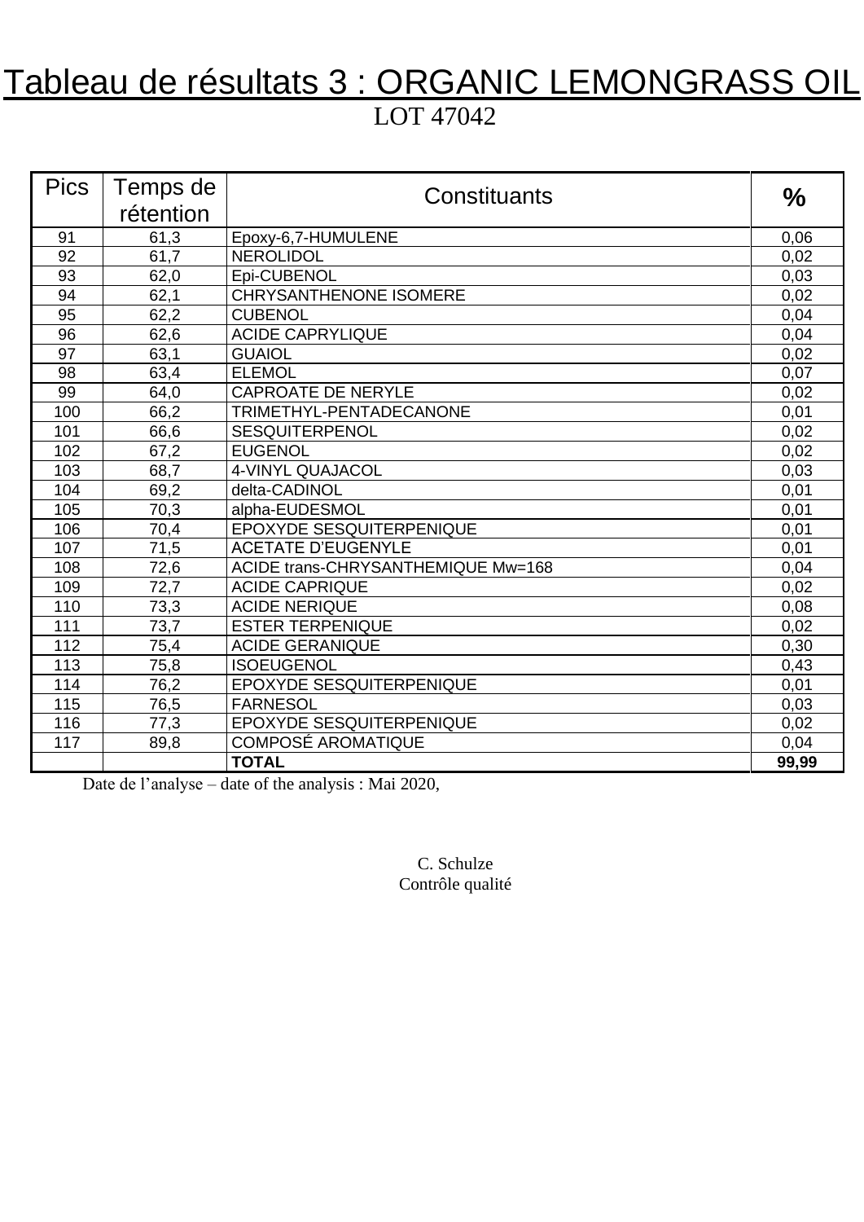# Tableau de résultats 3 : ORGANIC LEMONGRASS OIL

LOT 47042

| Pics | Temps de rétention | Constituants | % |
|---|---|---|---|
| 91 | 61,3 | Epoxy-6,7-HUMULENE | 0,06 |
| 92 | 61,7 | NEROLIDOL | 0,02 |
| 93 | 62,0 | Epi-CUBENOL | 0,03 |
| 94 | 62,1 | CHRYSANTHENONE ISOMERE | 0,02 |
| 95 | 62,2 | CUBENOL | 0,04 |
| 96 | 62,6 | ACIDE CAPRYLIQUE | 0,04 |
| 97 | 63,1 | GUAIOL | 0,02 |
| 98 | 63,4 | ELEMOL | 0,07 |
| 99 | 64,0 | CAPROATE DE NERYLE | 0,02 |
| 100 | 66,2 | TRIMETHYL-PENTADECANONE | 0,01 |
| 101 | 66,6 | SESQUITERPENOL | 0,02 |
| 102 | 67,2 | EUGENOL | 0,02 |
| 103 | 68,7 | 4-VINYL QUAJACOL | 0,03 |
| 104 | 69,2 | delta-CADINOL | 0,01 |
| 105 | 70,3 | alpha-EUDESMOL | 0,01 |
| 106 | 70,4 | EPOXYDE SESQUITERPENIQUE | 0,01 |
| 107 | 71,5 | ACETATE D'EUGENYLE | 0,01 |
| 108 | 72,6 | ACIDE trans-CHRYSANTHEMIQUE Mw=168 | 0,04 |
| 109 | 72,7 | ACIDE CAPRIQUE | 0,02 |
| 110 | 73,3 | ACIDE NERIQUE | 0,08 |
| 111 | 73,7 | ESTER TERPENIQUE | 0,02 |
| 112 | 75,4 | ACIDE GERANIQUE | 0,30 |
| 113 | 75,8 | ISOEUGENOL | 0,43 |
| 114 | 76,2 | EPOXYDE SESQUITERPENIQUE | 0,01 |
| 115 | 76,5 | FARNESOL | 0,03 |
| 116 | 77,3 | EPOXYDE SESQUITERPENIQUE | 0,02 |
| 117 | 89,8 | COMPOSÉ AROMATIQUE | 0,04 |
| | | **TOTAL** | **99,99** |

Date de l'analyse – date of the analysis : Mai 2020,

C. Schulze
Contrôle qualité